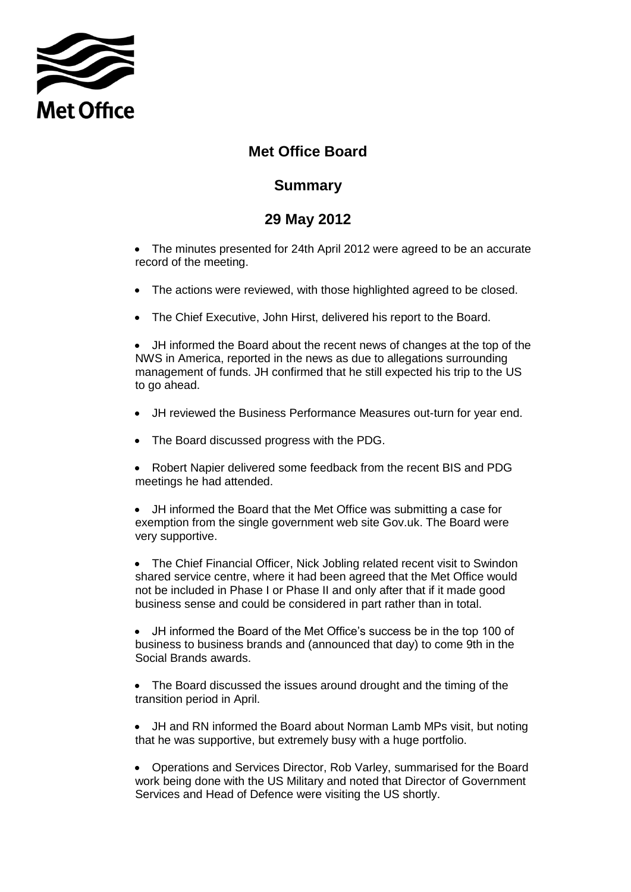Met Office

# Met Office Board

## Summary

## 29 May 2012

- The minutes presented for 24th April 2012 were agreed to be an accurate record of the meeting.
- The actions were reviewed, with those highlighted agreed to be closed.
- The Chief Executive, John Hirst, delivered his report to the Board.
- JH informed the Board about the recent news of changes at the top of the NWS in America, reported in the news as due to allegations surrounding management of funds. JH confirmed that he still expected his trip to the US to go ahead.
- JH reviewed the Business Performance Measures out-turn for year end.
- The Board discussed progress with the PDG.
- Robert Napier delivered some feedback from the recent BIS and PDG meetings he had attended.
- JH informed the Board that the Met Office was submitting a case for exemption from the single government web site Gov.uk. The Board were very supportive.
- The Chief Financial Officer, Nick Jobling related recent visit to Swindon shared service centre, where it had been agreed that the Met Office would not be included in Phase I or Phase II and only after that if it made good business sense and could be considered in part rather than in total.
- JH informed the Board of the Met Office's success be in the top 100 of business to business brands and (announced that day) to come 9th in the Social Brands awards.
- The Board discussed the issues around drought and the timing of the transition period in April.
- JH and RN informed the Board about Norman Lamb MPs visit, but noting that he was supportive, but extremely busy with a huge portfolio.
- Operations and Services Director, Rob Varley, summarised for the Board work being done with the US Military and noted that Director of Government Services and Head of Defence were visiting the US shortly.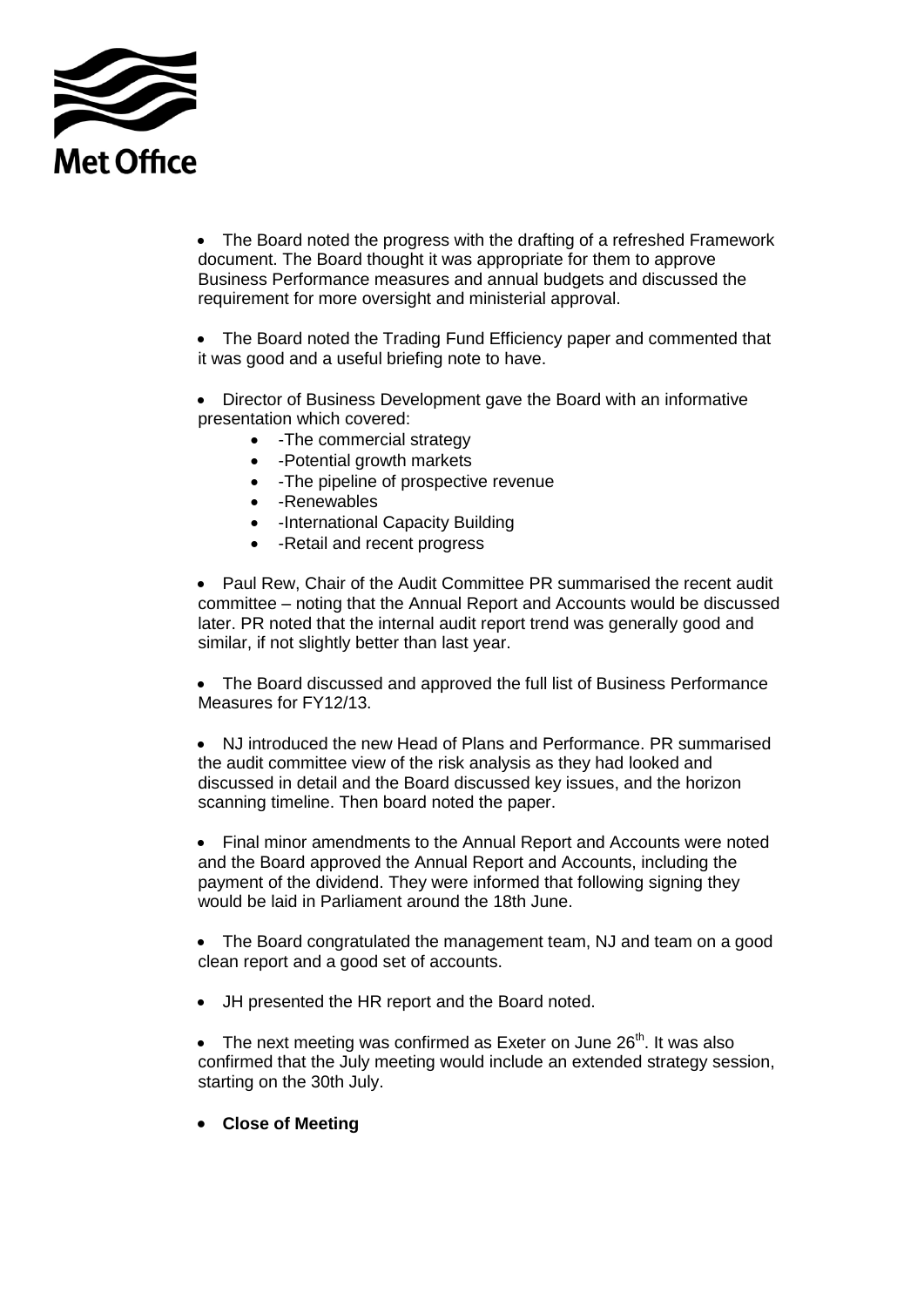- The Board noted the progress with the drafting of a refreshed Framework document. The Board thought it was appropriate for them to approve Business Performance measures and annual budgets and discussed the requirement for more oversight and ministerial approval.

- The Board noted the Trading Fund Efficiency paper and commented that it was good and a useful briefing note to have.

- Director of Business Development gave the Board with an informative presentation which covered:
  - -The commercial strategy
  - -Potential growth markets
  - -The pipeline of prospective revenue
  - -Renewables
  - -International Capacity Building
  - -Retail and recent progress

- Paul Rew, Chair of the Audit Committee PR summarised the recent audit committee – noting that the Annual Report and Accounts would be discussed later. PR noted that the internal audit report trend was generally good and similar, if not slightly better than last year.

- The Board discussed and approved the full list of Business Performance Measures for FY12/13.

- NJ introduced the new Head of Plans and Performance. PR summarised the audit committee view of the risk analysis as they had looked and discussed in detail and the Board discussed key issues, and the horizon scanning timeline. Then board noted the paper.

- Final minor amendments to the Annual Report and Accounts were noted and the Board approved the Annual Report and Accounts, including the payment of the dividend. They were informed that following signing they would be laid in Parliament around the 18th June.

- The Board congratulated the management team, NJ and team on a good clean report and a good set of accounts.

- JH presented the HR report and the Board noted.

- The next meeting was confirmed as Exeter on June 26th. It was also confirmed that the July meeting would include an extended strategy session, starting on the 30th July.

- **Close of Meeting**